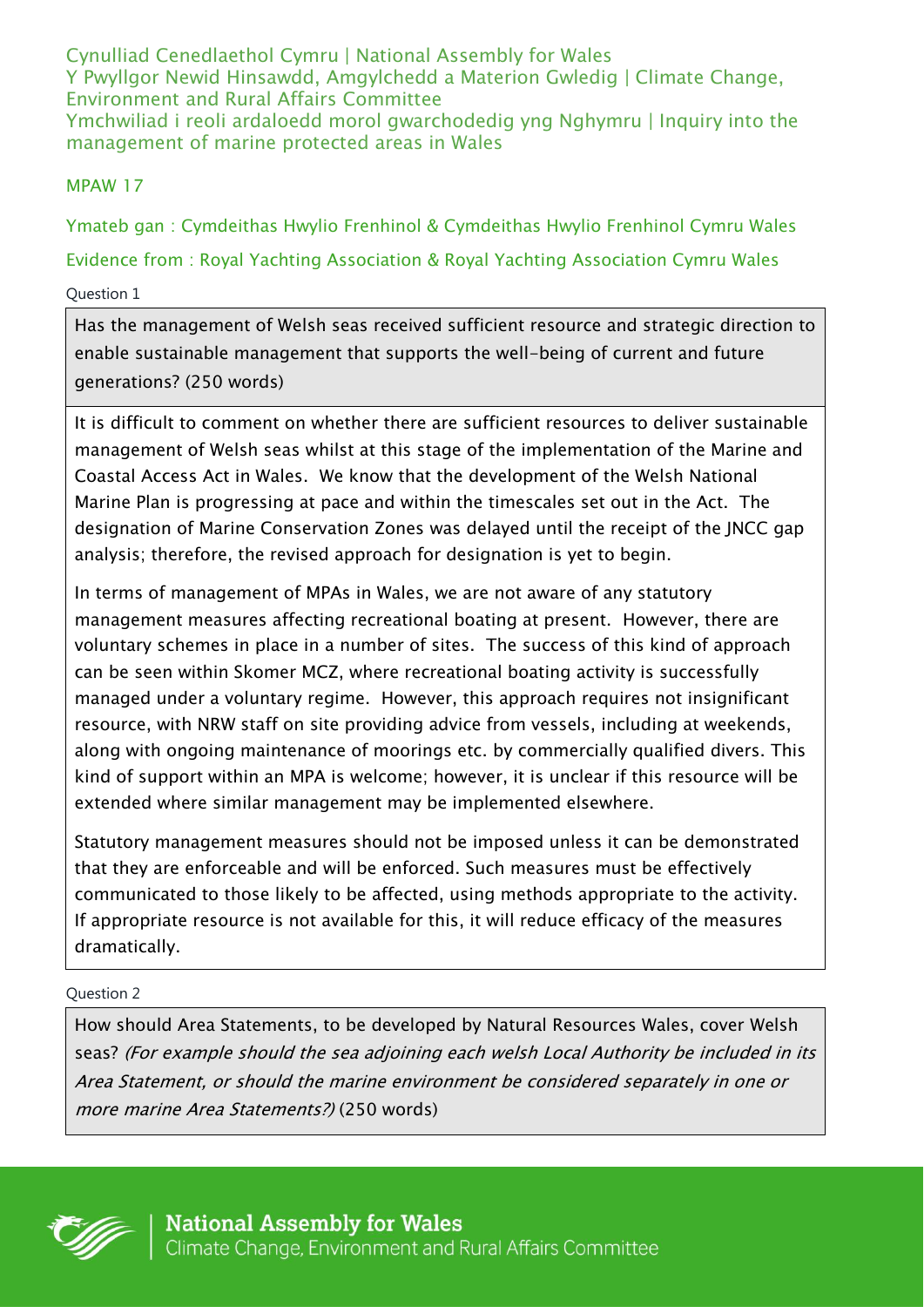Cynulliad Cenedlaethol Cymru | National Assembly for Wales
Y Pwyllgor Newid Hinsawdd, Amgylchedd a Materion Gwledig | Climate Change, Environment and Rural Affairs Committee
Ymchwiliad i reoli ardaloedd morol gwarchodedig yng Nghymru | Inquiry into the management of marine protected areas in Wales

MPAW 17

Ymateb gan : Cymdeithas Hwylio Frenhinol & Cymdeithas Hwylio Frenhinol Cymru Wales

Evidence from : Royal Yachting Association & Royal Yachting Association Cymru Wales

Question 1

Has the management of Welsh seas received sufficient resource and strategic direction to enable sustainable management that supports the well-being of current and future generations? (250 words)

It is difficult to comment on whether there are sufficient resources to deliver sustainable management of Welsh seas whilst at this stage of the implementation of the Marine and Coastal Access Act in Wales. We know that the development of the Welsh National Marine Plan is progressing at pace and within the timescales set out in the Act. The designation of Marine Conservation Zones was delayed until the receipt of the JNCC gap analysis; therefore, the revised approach for designation is yet to begin.

In terms of management of MPAs in Wales, we are not aware of any statutory management measures affecting recreational boating at present. However, there are voluntary schemes in place in a number of sites. The success of this kind of approach can be seen within Skomer MCZ, where recreational boating activity is successfully managed under a voluntary regime. However, this approach requires not insignificant resource, with NRW staff on site providing advice from vessels, including at weekends, along with ongoing maintenance of moorings etc. by commercially qualified divers. This kind of support within an MPA is welcome; however, it is unclear if this resource will be extended where similar management may be implemented elsewhere.

Statutory management measures should not be imposed unless it can be demonstrated that they are enforceable and will be enforced. Such measures must be effectively communicated to those likely to be affected, using methods appropriate to the activity. If appropriate resource is not available for this, it will reduce efficacy of the measures dramatically.

Question 2

How should Area Statements, to be developed by Natural Resources Wales, cover Welsh seas? *(For example should the sea adjoining each welsh Local Authority be included in its Area Statement, or should the marine environment be considered separately in one or more marine Area Statements?)* (250 words)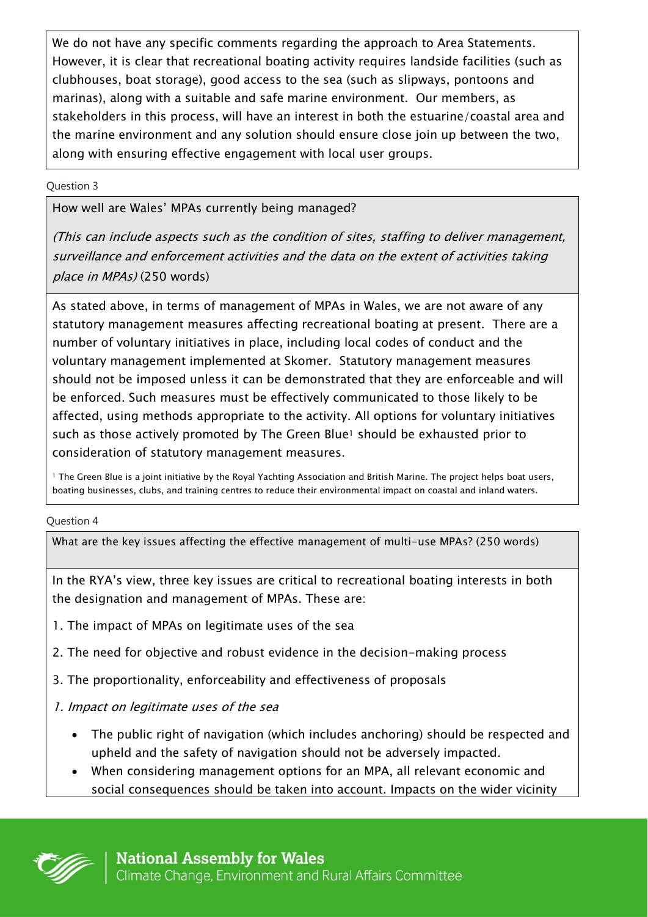We do not have any specific comments regarding the approach to Area Statements. However, it is clear that recreational boating activity requires landside facilities (such as clubhouses, boat storage), good access to the sea (such as slipways, pontoons and marinas), along with a suitable and safe marine environment. Our members, as stakeholders in this process, will have an interest in both the estuarine/coastal area and the marine environment and any solution should ensure close join up between the two, along with ensuring effective engagement with local user groups.

Question 3

How well are Wales' MPAs currently being managed?

*(This can include aspects such as the condition of sites, staffing to deliver management, surveillance and enforcement activities and the data on the extent of activities taking place in MPAs)* (250 words)

As stated above, in terms of management of MPAs in Wales, we are not aware of any statutory management measures affecting recreational boating at present. There are a number of voluntary initiatives in place, including local codes of conduct and the voluntary management implemented at Skomer. Statutory management measures should not be imposed unless it can be demonstrated that they are enforceable and will be enforced. Such measures must be effectively communicated to those likely to be affected, using methods appropriate to the activity. All options for voluntary initiatives such as those actively promoted by The Green Blue[1] should be exhausted prior to consideration of statutory management measures.

[1] The Green Blue is a joint initiative by the Royal Yachting Association and British Marine. The project helps boat users, boating businesses, clubs, and training centres to reduce their environmental impact on coastal and inland waters.

Question 4

What are the key issues affecting the effective management of multi-use MPAs? (250 words)

In the RYA's view, three key issues are critical to recreational boating interests in both the designation and management of MPAs. These are:

1. The impact of MPAs on legitimate uses of the sea
2. The need for objective and robust evidence in the decision-making process
3. The proportionality, enforceability and effectiveness of proposals

*1. Impact on legitimate uses of the sea*

- The public right of navigation (which includes anchoring) should be respected and upheld and the safety of navigation should not be adversely impacted.
- When considering management options for an MPA, all relevant economic and social consequences should be taken into account. Impacts on the wider vicinity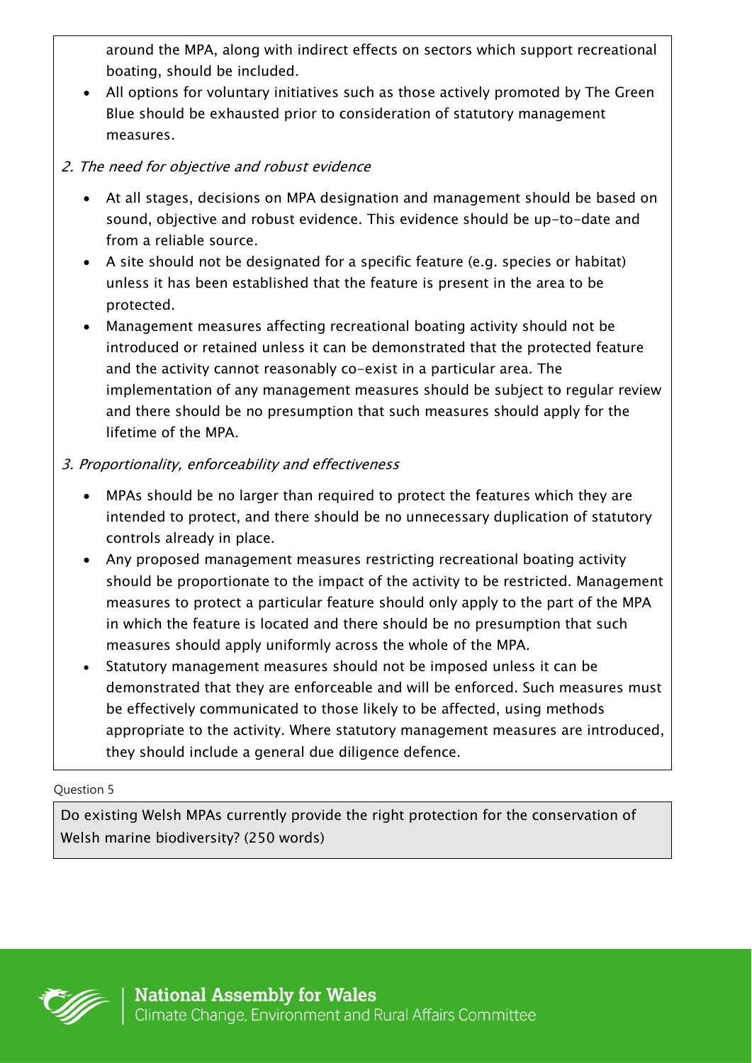around the MPA, along with indirect effects on sectors which support recreational boating, should be included.

- All options for voluntary initiatives such as those actively promoted by The Green Blue should be exhausted prior to consideration of statutory management measures.

*2. The need for objective and robust evidence*

- At all stages, decisions on MPA designation and management should be based on sound, objective and robust evidence. This evidence should be up-to-date and from a reliable source.
- A site should not be designated for a specific feature (e.g. species or habitat) unless it has been established that the feature is present in the area to be protected.
- Management measures affecting recreational boating activity should not be introduced or retained unless it can be demonstrated that the protected feature and the activity cannot reasonably co-exist in a particular area. The implementation of any management measures should be subject to regular review and there should be no presumption that such measures should apply for the lifetime of the MPA.

*3. Proportionality, enforceability and effectiveness*

- MPAs should be no larger than required to protect the features which they are intended to protect, and there should be no unnecessary duplication of statutory controls already in place.
- Any proposed management measures restricting recreational boating activity should be proportionate to the impact of the activity to be restricted. Management measures to protect a particular feature should only apply to the part of the MPA in which the feature is located and there should be no presumption that such measures should apply uniformly across the whole of the MPA.
- Statutory management measures should not be imposed unless it can be demonstrated that they are enforceable and will be enforced. Such measures must be effectively communicated to those likely to be affected, using methods appropriate to the activity. Where statutory management measures are introduced, they should include a general due diligence defence.

Question 5

Do existing Welsh MPAs currently provide the right protection for the conservation of Welsh marine biodiversity? (250 words)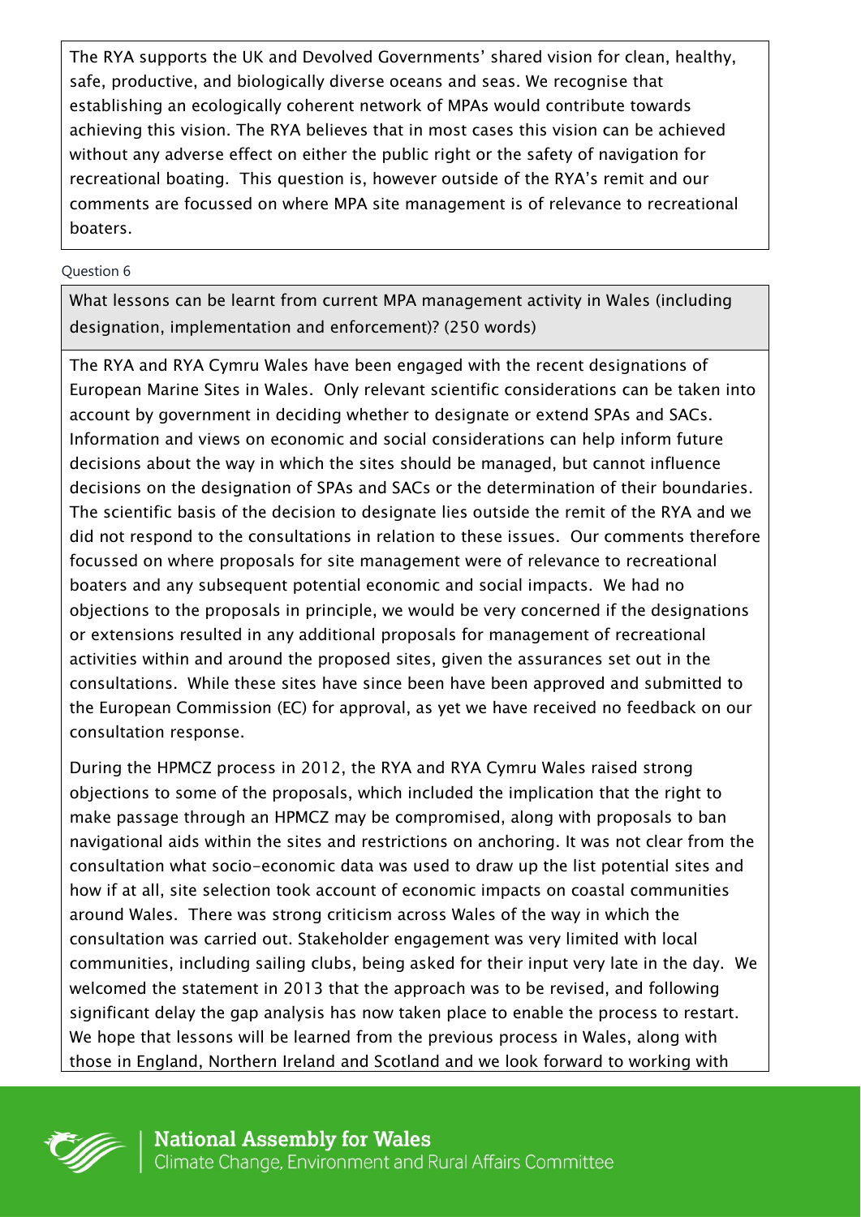The RYA supports the UK and Devolved Governments' shared vision for clean, healthy, safe, productive, and biologically diverse oceans and seas. We recognise that establishing an ecologically coherent network of MPAs would contribute towards achieving this vision. The RYA believes that in most cases this vision can be achieved without any adverse effect on either the public right or the safety of navigation for recreational boating. This question is, however outside of the RYA's remit and our comments are focussed on where MPA site management is of relevance to recreational boaters.

Question 6

**What lessons can be learnt from current MPA management activity in Wales (including designation, implementation and enforcement)? (250 words)**

The RYA and RYA Cymru Wales have been engaged with the recent designations of European Marine Sites in Wales. Only relevant scientific considerations can be taken into account by government in deciding whether to designate or extend SPAs and SACs. Information and views on economic and social considerations can help inform future decisions about the way in which the sites should be managed, but cannot influence decisions on the designation of SPAs and SACs or the determination of their boundaries. The scientific basis of the decision to designate lies outside the remit of the RYA and we did not respond to the consultations in relation to these issues. Our comments therefore focussed on where proposals for site management were of relevance to recreational boaters and any subsequent potential economic and social impacts. We had no objections to the proposals in principle, we would be very concerned if the designations or extensions resulted in any additional proposals for management of recreational activities within and around the proposed sites, given the assurances set out in the consultations. While these sites have since been have been approved and submitted to the European Commission (EC) for approval, as yet we have received no feedback on our consultation response.

During the HPMCZ process in 2012, the RYA and RYA Cymru Wales raised strong objections to some of the proposals, which included the implication that the right to make passage through an HPMCZ may be compromised, along with proposals to ban navigational aids within the sites and restrictions on anchoring. It was not clear from the consultation what socio-economic data was used to draw up the list potential sites and how if at all, site selection took account of economic impacts on coastal communities around Wales. There was strong criticism across Wales of the way in which the consultation was carried out. Stakeholder engagement was very limited with local communities, including sailing clubs, being asked for their input very late in the day. We welcomed the statement in 2013 that the approach was to be revised, and following significant delay the gap analysis has now taken place to enable the process to restart. We hope that lessons will be learned from the previous process in Wales, along with those in England, Northern Ireland and Scotland and we look forward to working with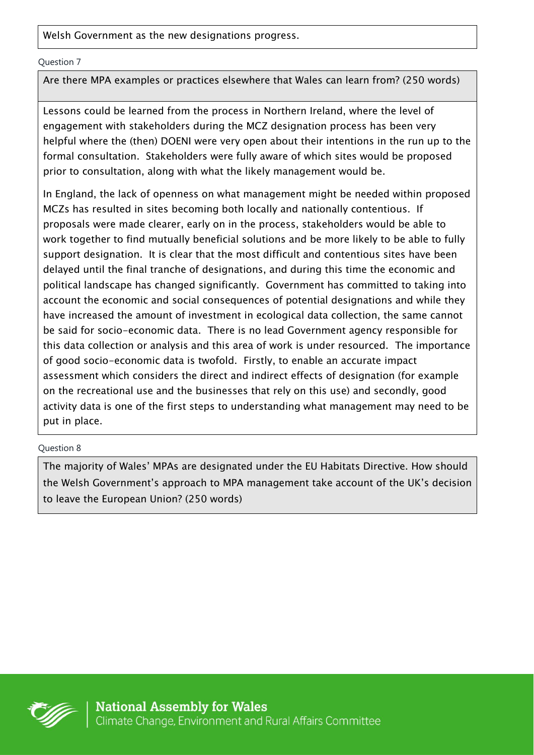Welsh Government as the new designations progress.

Question 7

**Are there MPA examples or practices elsewhere that Wales can learn from? (250 words)**

Lessons could be learned from the process in Northern Ireland, where the level of engagement with stakeholders during the MCZ designation process has been very helpful where the (then) DOENI were very open about their intentions in the run up to the formal consultation. Stakeholders were fully aware of which sites would be proposed prior to consultation, along with what the likely management would be.

In England, the lack of openness on what management might be needed within proposed MCZs has resulted in sites becoming both locally and nationally contentious. If proposals were made clearer, early on in the process, stakeholders would be able to work together to find mutually beneficial solutions and be more likely to be able to fully support designation. It is clear that the most difficult and contentious sites have been delayed until the final tranche of designations, and during this time the economic and political landscape has changed significantly. Government has committed to taking into account the economic and social consequences of potential designations and while they have increased the amount of investment in ecological data collection, the same cannot be said for socio-economic data. There is no lead Government agency responsible for this data collection or analysis and this area of work is under resourced. The importance of good socio-economic data is twofold. Firstly, to enable an accurate impact assessment which considers the direct and indirect effects of designation (for example on the recreational use and the businesses that rely on this use) and secondly, good activity data is one of the first steps to understanding what management may need to be put in place.

Question 8

**The majority of Wales' MPAs are designated under the EU Habitats Directive. How should the Welsh Government's approach to MPA management take account of the UK's decision to leave the European Union? (250 words)**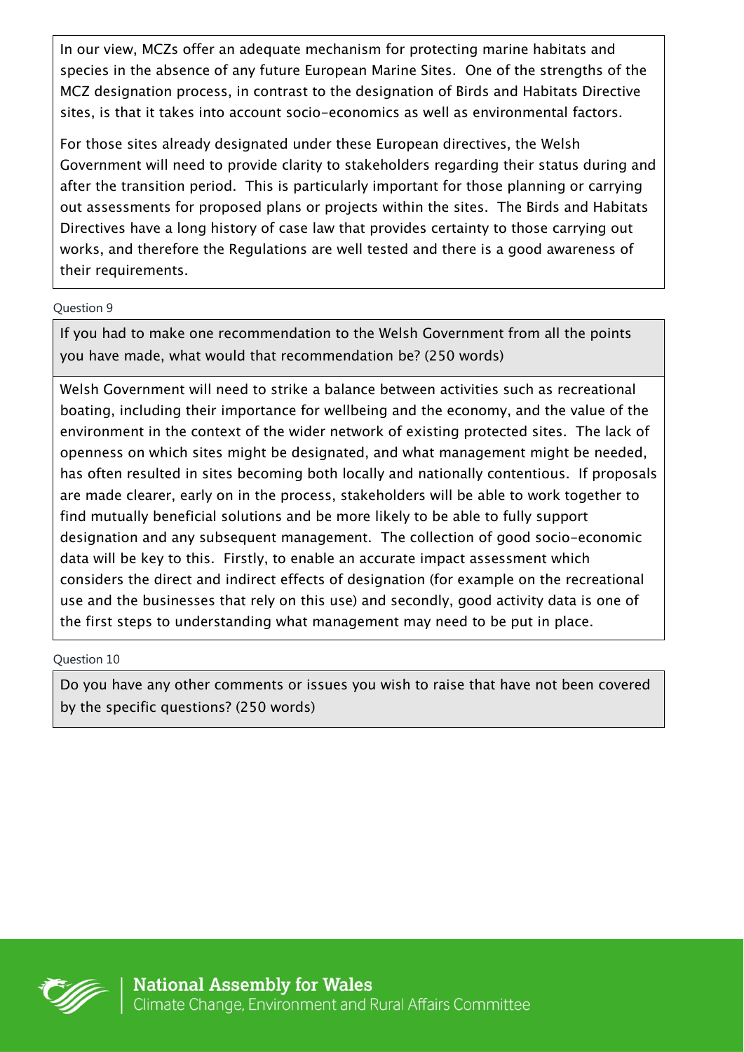In our view, MCZs offer an adequate mechanism for protecting marine habitats and species in the absence of any future European Marine Sites. One of the strengths of the MCZ designation process, in contrast to the designation of Birds and Habitats Directive sites, is that it takes into account socio-economics as well as environmental factors.

For those sites already designated under these European directives, the Welsh Government will need to provide clarity to stakeholders regarding their status during and after the transition period. This is particularly important for those planning or carrying out assessments for proposed plans or projects within the sites. The Birds and Habitats Directives have a long history of case law that provides certainty to those carrying out works, and therefore the Regulations are well tested and there is a good awareness of their requirements.

Question 9

**If you had to make one recommendation to the Welsh Government from all the points you have made, what would that recommendation be? (250 words)**

Welsh Government will need to strike a balance between activities such as recreational boating, including their importance for wellbeing and the economy, and the value of the environment in the context of the wider network of existing protected sites. The lack of openness on which sites might be designated, and what management might be needed, has often resulted in sites becoming both locally and nationally contentious. If proposals are made clearer, early on in the process, stakeholders will be able to work together to find mutually beneficial solutions and be more likely to be able to fully support designation and any subsequent management. The collection of good socio-economic data will be key to this. Firstly, to enable an accurate impact assessment which considers the direct and indirect effects of designation (for example on the recreational use and the businesses that rely on this use) and secondly, good activity data is one of the first steps to understanding what management may need to be put in place.

Question 10

**Do you have any other comments or issues you wish to raise that have not been covered by the specific questions? (250 words)**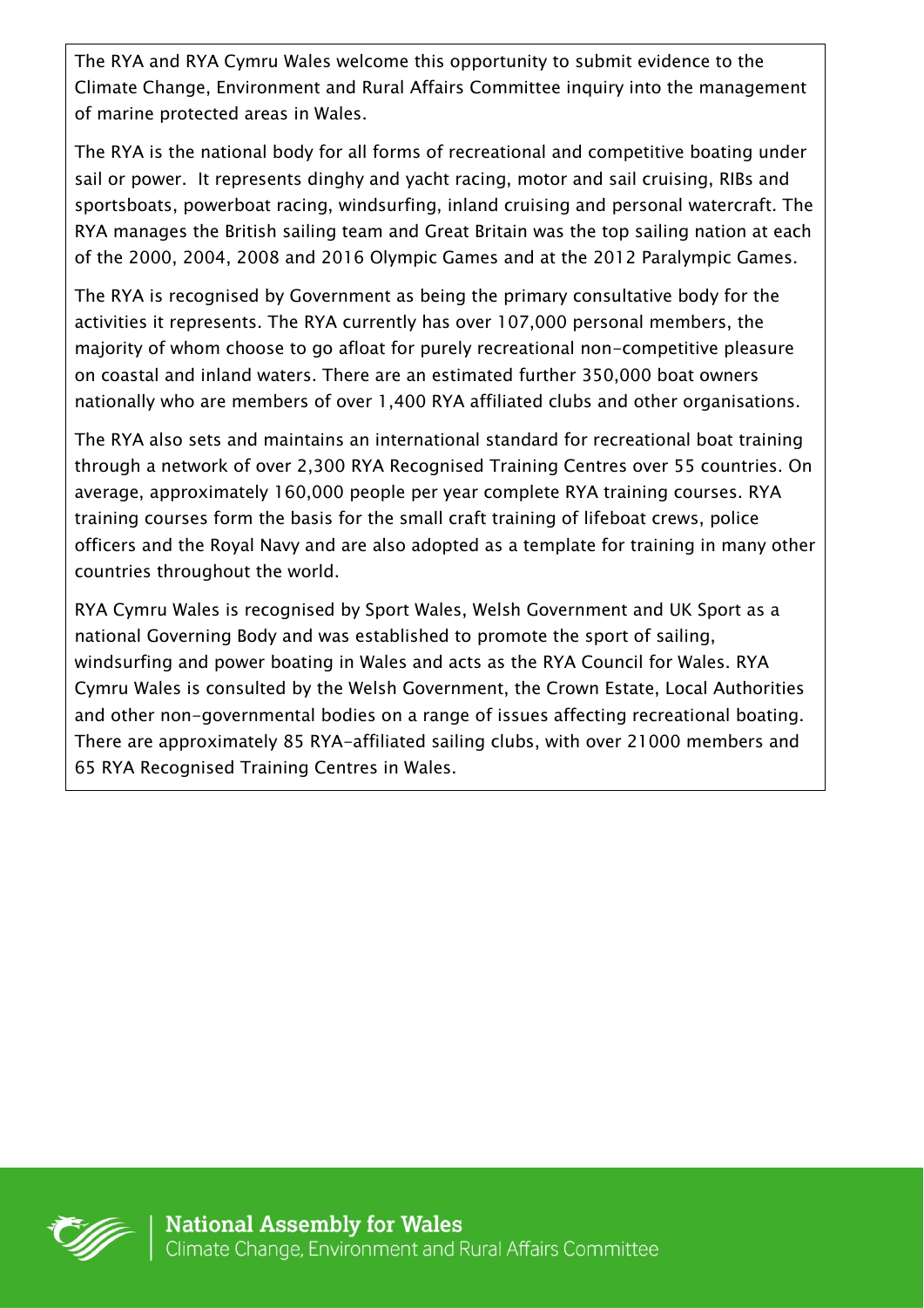The RYA and RYA Cymru Wales welcome this opportunity to submit evidence to the Climate Change, Environment and Rural Affairs Committee inquiry into the management of marine protected areas in Wales.

The RYA is the national body for all forms of recreational and competitive boating under sail or power. It represents dinghy and yacht racing, motor and sail cruising, RIBs and sportsboats, powerboat racing, windsurfing, inland cruising and personal watercraft. The RYA manages the British sailing team and Great Britain was the top sailing nation at each of the 2000, 2004, 2008 and 2016 Olympic Games and at the 2012 Paralympic Games.

The RYA is recognised by Government as being the primary consultative body for the activities it represents. The RYA currently has over 107,000 personal members, the majority of whom choose to go afloat for purely recreational non-competitive pleasure on coastal and inland waters. There are an estimated further 350,000 boat owners nationally who are members of over 1,400 RYA affiliated clubs and other organisations.

The RYA also sets and maintains an international standard for recreational boat training through a network of over 2,300 RYA Recognised Training Centres over 55 countries. On average, approximately 160,000 people per year complete RYA training courses. RYA training courses form the basis for the small craft training of lifeboat crews, police officers and the Royal Navy and are also adopted as a template for training in many other countries throughout the world.

RYA Cymru Wales is recognised by Sport Wales, Welsh Government and UK Sport as a national Governing Body and was established to promote the sport of sailing, windsurfing and power boating in Wales and acts as the RYA Council for Wales. RYA Cymru Wales is consulted by the Welsh Government, the Crown Estate, Local Authorities and other non-governmental bodies on a range of issues affecting recreational boating. There are approximately 85 RYA-affiliated sailing clubs, with over 21000 members and 65 RYA Recognised Training Centres in Wales.